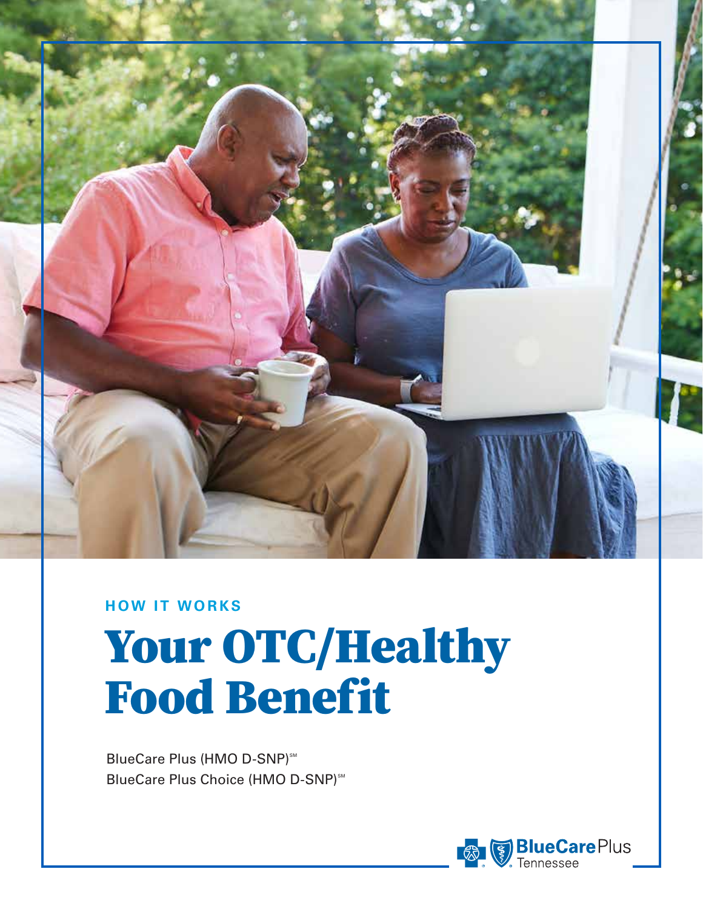HOW IT WORKS

# Your OTC/Healthy Food Benefit

BlueCare Plus (HMO D-SNP)℠
BlueCare Plus Choice (HMO D-SNP)℠

BlueCare Plus Tennessee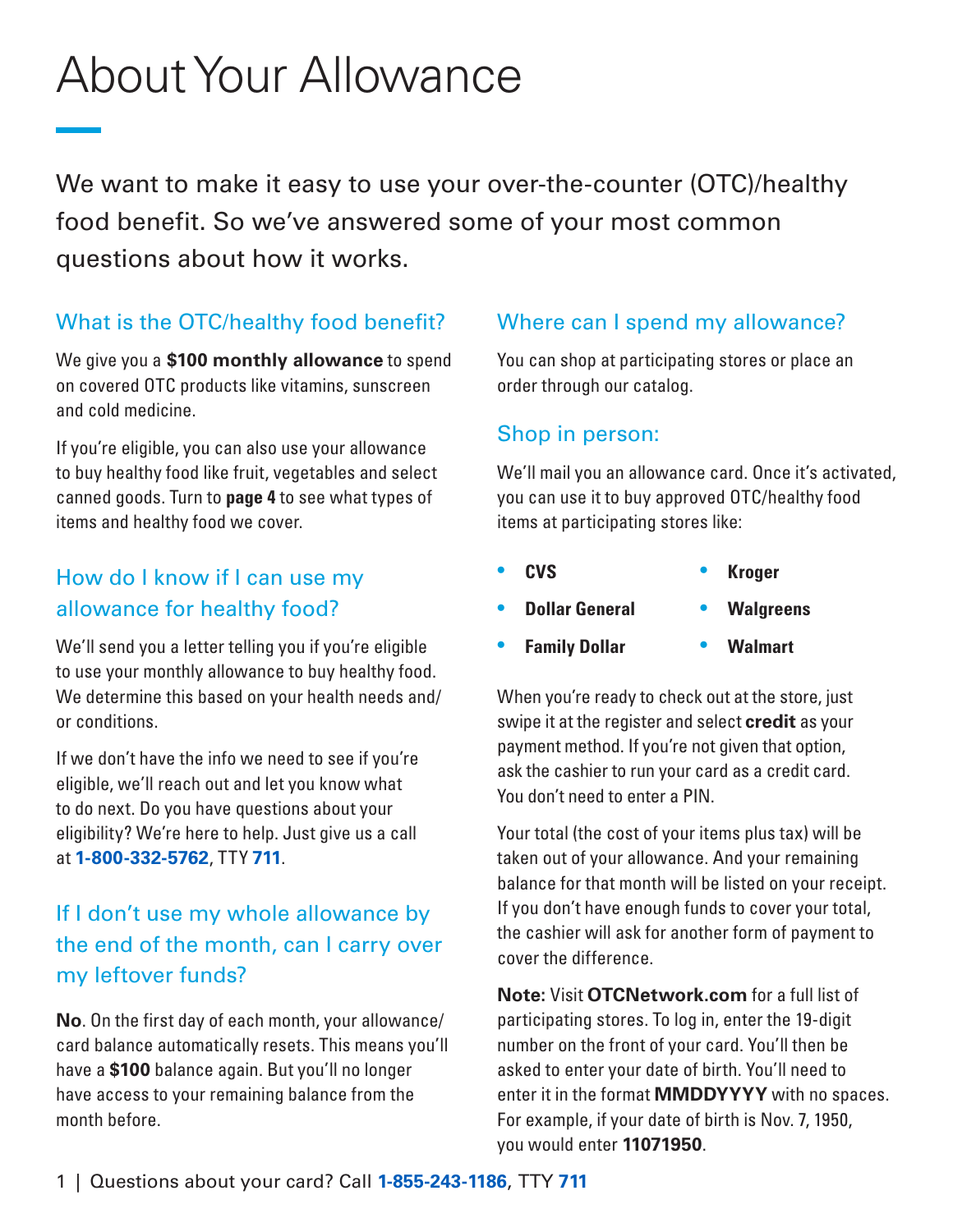# About Your Allowance

We want to make it easy to use your over-the-counter (OTC)/healthy food benefit. So we've answered some of your most common questions about how it works.

## What is the OTC/healthy food benefit?

We give you a **$100 monthly allowance** to spend on covered OTC products like vitamins, sunscreen and cold medicine.

If you're eligible, you can also use your allowance to buy healthy food like fruit, vegetables and select canned goods. Turn to **page 4** to see what types of items and healthy food we cover.

## How do I know if I can use my allowance for healthy food?

We'll send you a letter telling you if you're eligible to use your monthly allowance to buy healthy food. We determine this based on your health needs and/or conditions.

If we don't have the info we need to see if you're eligible, we'll reach out and let you know what to do next. Do you have questions about your eligibility? We're here to help. Just give us a call at **1-800-332-5762**, TTY **711**.

## If I don't use my whole allowance by the end of the month, can I carry over my leftover funds?

**No**. On the first day of each month, your allowance/card balance automatically resets. This means you'll have a **$100** balance again. But you'll no longer have access to your remaining balance from the month before.

## Where can I spend my allowance?

You can shop at participating stores or place an order through our catalog.

## Shop in person:

We'll mail you an allowance card. Once it's activated, you can use it to buy approved OTC/healthy food items at participating stores like:

- **CVS**
- **Dollar General**
- **Family Dollar**
- **Kroger**
- **Walgreens**
- **Walmart**

When you're ready to check out at the store, just swipe it at the register and select **credit** as your payment method. If you're not given that option, ask the cashier to run your card as a credit card. You don't need to enter a PIN.

Your total (the cost of your items plus tax) will be taken out of your allowance. And your remaining balance for that month will be listed on your receipt. If you don't have enough funds to cover your total, the cashier will ask for another form of payment to cover the difference.

**Note:** Visit **OTCNetwork.com** for a full list of participating stores. To log in, enter the 19-digit number on the front of your card. You'll then be asked to enter your date of birth. You'll need to enter it in the format **MMDDYYYY** with no spaces. For example, if your date of birth is Nov. 7, 1950, you would enter **11071950**.

Questions about your card? Call **1-855-243-1186**, TTY **711**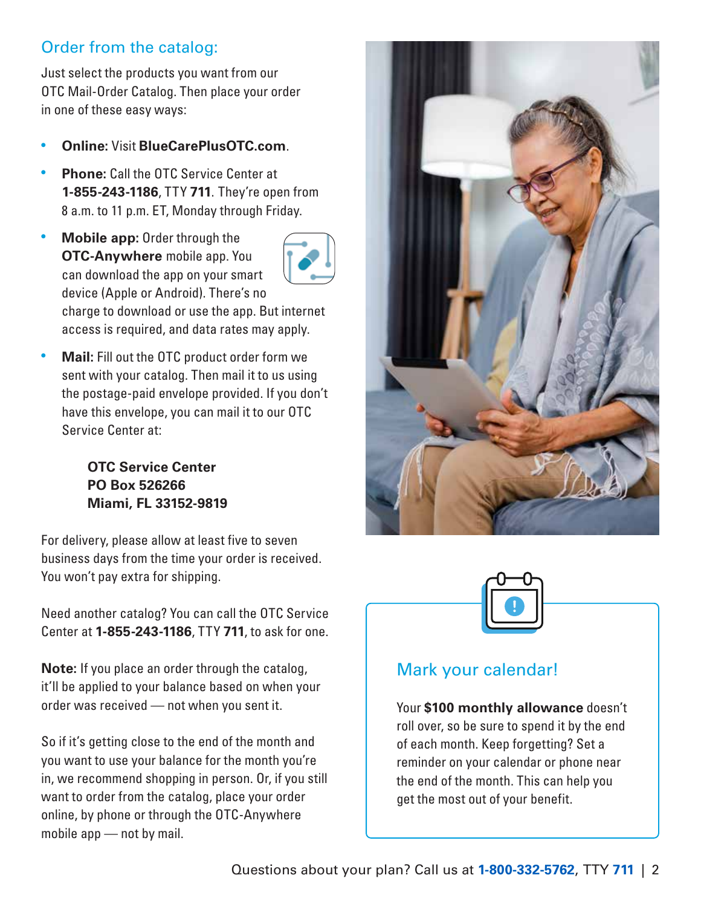## Order from the catalog:

Just select the products you want from our OTC Mail-Order Catalog. Then place your order in one of these easy ways:

- **Online:** Visit **BlueCarePlusOTC.com**.
- **Phone:** Call the OTC Service Center at **1-855-243-1186**, TTY **711**. They're open from 8 a.m. to 11 p.m. ET, Monday through Friday.
- **Mobile app:** Order through the **OTC-Anywhere** mobile app. You can download the app on your smart device (Apple or Android). There's no charge to download or use the app. But internet access is required, and data rates may apply.
- **Mail:** Fill out the OTC product order form we sent with your catalog. Then mail it to us using the postage-paid envelope provided. If you don't have this envelope, you can mail it to our OTC Service Center at:

  **OTC Service Center**
  **PO Box 526266**
  **Miami, FL 33152-9819**

For delivery, please allow at least five to seven business days from the time your order is received. You won't pay extra for shipping.

Need another catalog? You can call the OTC Service Center at **1-855-243-1186**, TTY **711**, to ask for one.

**Note:** If you place an order through the catalog, it'll be applied to your balance based on when your order was received — not when you sent it.

So if it's getting close to the end of the month and you want to use your balance for the month you're in, we recommend shopping in person. Or, if you still want to order from the catalog, place your order online, by phone or through the OTC-Anywhere mobile app — not by mail.

### Mark your calendar!

Your **$100 monthly allowance** doesn't roll over, so be sure to spend it by the end of each month. Keep forgetting? Set a reminder on your calendar or phone near the end of the month. This can help you get the most out of your benefit.

Questions about your plan? Call us at **1-800-332-5762**, TTY **711**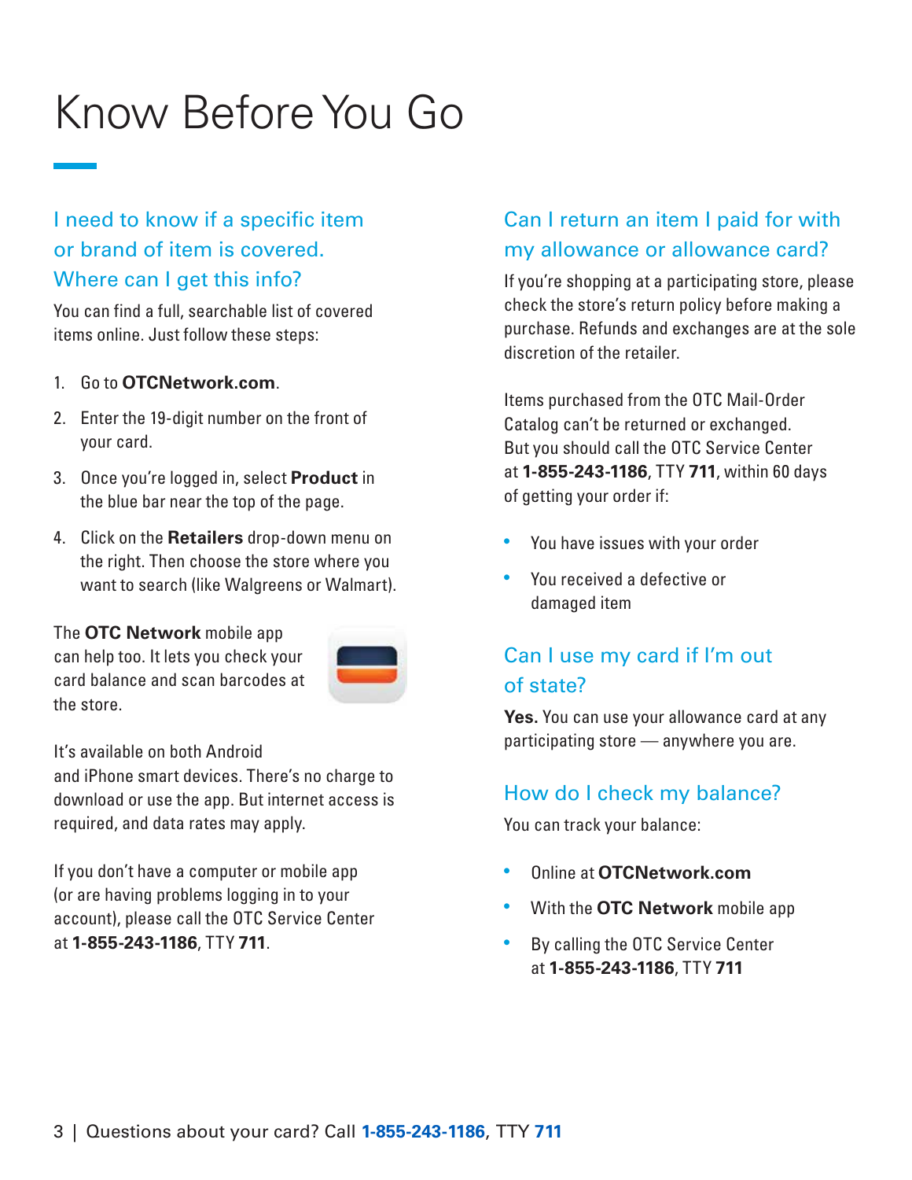# Know Before You Go

## I need to know if a specific item or brand of item is covered. Where can I get this info?

You can find a full, searchable list of covered items online. Just follow these steps:

1. Go to **OTCNetwork.com**.
2. Enter the 19-digit number on the front of your card.
3. Once you're logged in, select **Product** in the blue bar near the top of the page.
4. Click on the **Retailers** drop-down menu on the right. Then choose the store where you want to search (like Walgreens or Walmart).

The **OTC Network** mobile app can help too. It lets you check your card balance and scan barcodes at the store.

It's available on both Android and iPhone smart devices. There's no charge to download or use the app. But internet access is required, and data rates may apply.

If you don't have a computer or mobile app (or are having problems logging in to your account), please call the OTC Service Center at **1-855-243-1186**, TTY **711**.

## Can I return an item I paid for with my allowance or allowance card?

If you're shopping at a participating store, please check the store's return policy before making a purchase. Refunds and exchanges are at the sole discretion of the retailer.

Items purchased from the OTC Mail-Order Catalog can't be returned or exchanged. But you should call the OTC Service Center at **1-855-243-1186**, TTY **711**, within 60 days of getting your order if:

- You have issues with your order
- You received a defective or damaged item

## Can I use my card if I'm out of state?

**Yes.** You can use your allowance card at any participating store — anywhere you are.

## How do I check my balance?

You can track your balance:

- Online at **OTCNetwork.com**
- With the **OTC Network** mobile app
- By calling the OTC Service Center at **1-855-243-1186**, TTY **711**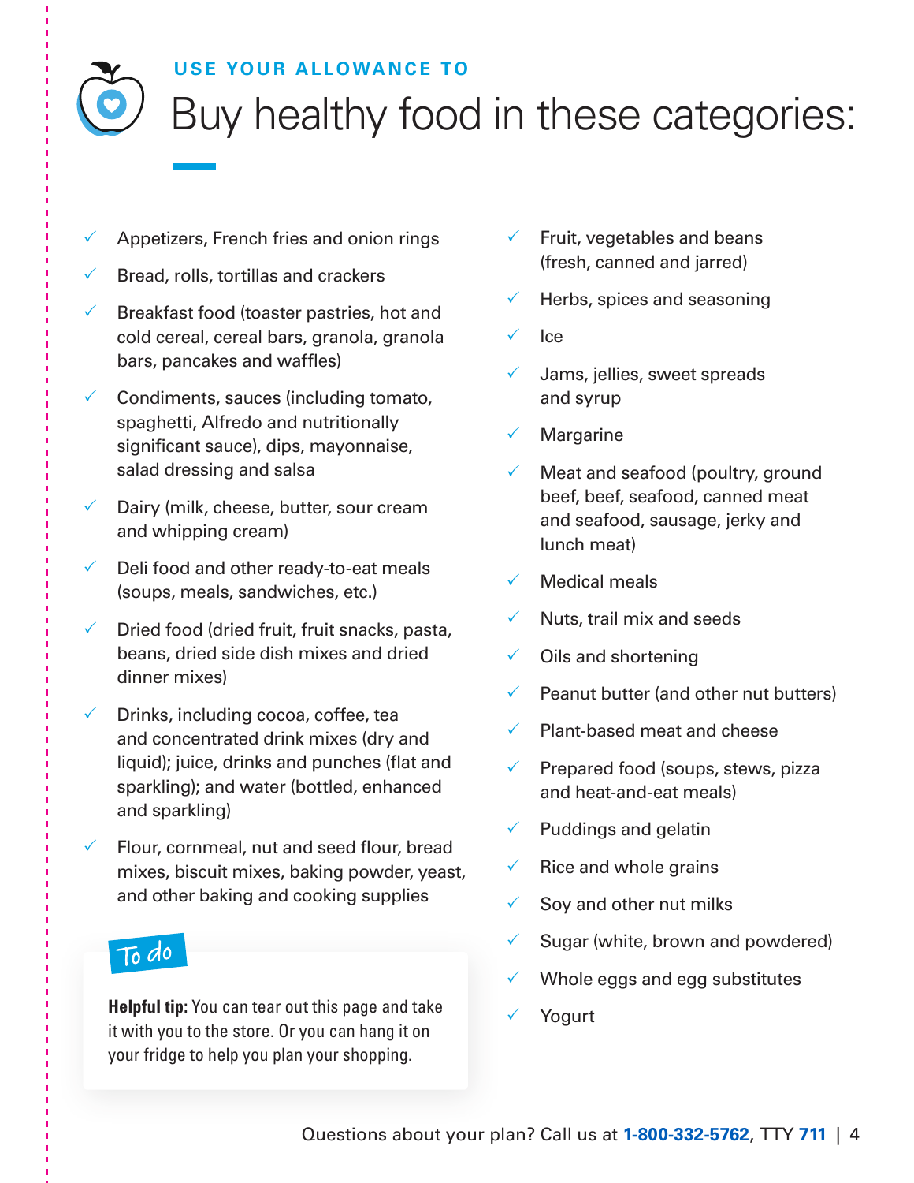## USE YOUR ALLOWANCE TO

# Buy healthy food in these categories:

- ✓ Appetizers, French fries and onion rings
- ✓ Bread, rolls, tortillas and crackers
- ✓ Breakfast food (toaster pastries, hot and cold cereal, cereal bars, granola, granola bars, pancakes and waffles)
- ✓ Condiments, sauces (including tomato, spaghetti, Alfredo and nutritionally significant sauce), dips, mayonnaise, salad dressing and salsa
- ✓ Dairy (milk, cheese, butter, sour cream and whipping cream)
- ✓ Deli food and other ready-to-eat meals (soups, meals, sandwiches, etc.)
- ✓ Dried food (dried fruit, fruit snacks, pasta, beans, dried side dish mixes and dried dinner mixes)
- ✓ Drinks, including cocoa, coffee, tea and concentrated drink mixes (dry and liquid); juice, drinks and punches (flat and sparkling); and water (bottled, enhanced and sparkling)
- ✓ Flour, cornmeal, nut and seed flour, bread mixes, biscuit mixes, baking powder, yeast, and other baking and cooking supplies

**To do**

**Helpful tip:** You can tear out this page and take it with you to the store. Or you can hang it on your fridge to help you plan your shopping.

- ✓ Fruit, vegetables and beans (fresh, canned and jarred)
- ✓ Herbs, spices and seasoning
- ✓ Ice
- ✓ Jams, jellies, sweet spreads and syrup
- ✓ Margarine
- ✓ Meat and seafood (poultry, ground beef, beef, seafood, canned meat and seafood, sausage, jerky and lunch meat)
- ✓ Medical meals
- ✓ Nuts, trail mix and seeds
- ✓ Oils and shortening
- ✓ Peanut butter (and other nut butters)
- ✓ Plant-based meat and cheese
- ✓ Prepared food (soups, stews, pizza and heat-and-eat meals)
- ✓ Puddings and gelatin
- ✓ Rice and whole grains
- ✓ Soy and other nut milks
- ✓ Sugar (white, brown and powdered)
- ✓ Whole eggs and egg substitutes
- ✓ Yogurt

Questions about your plan? Call us at **1-800-332-5762**, TTY **711**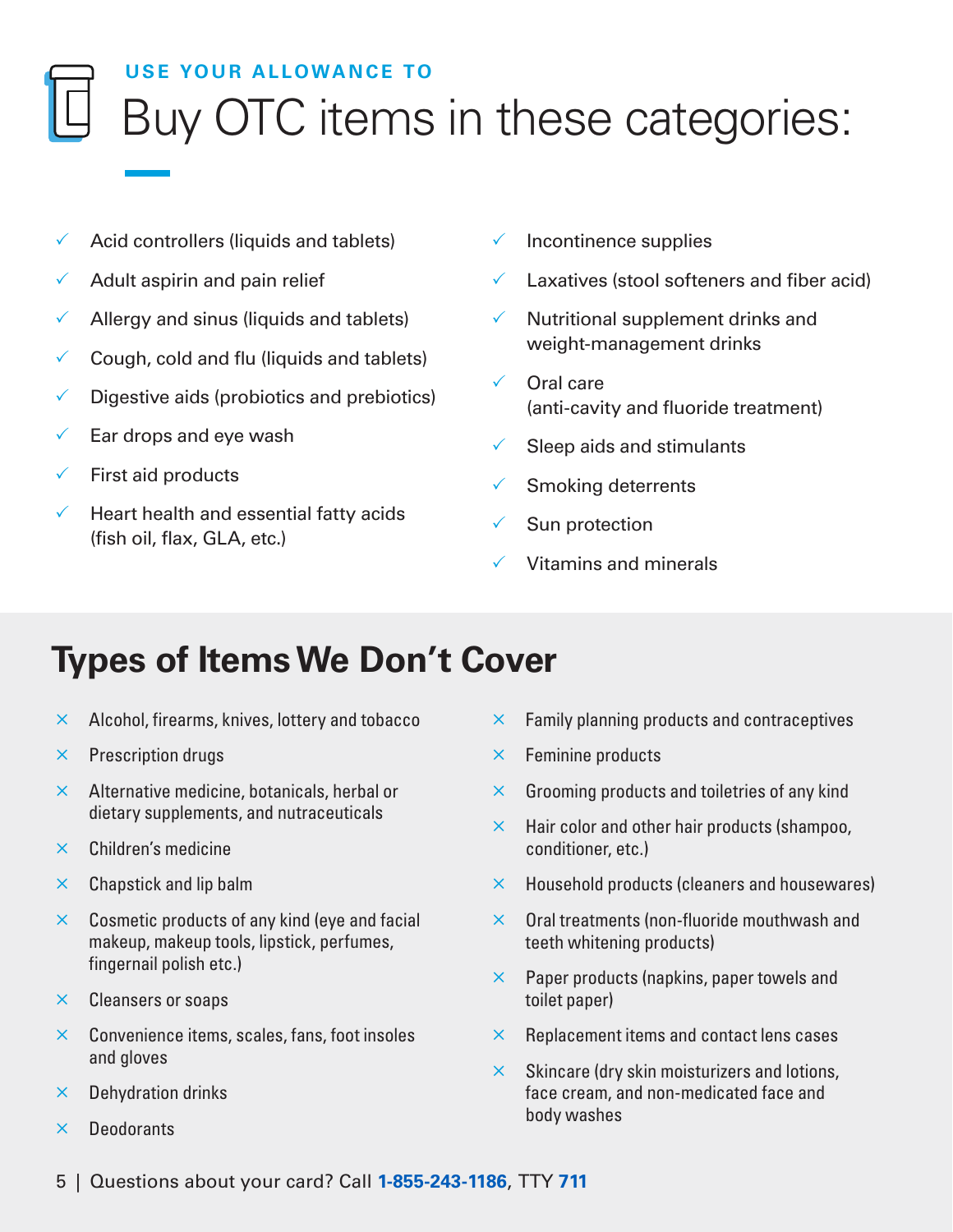USE YOUR ALLOWANCE TO

# Buy OTC items in these categories:

- ✓ Acid controllers (liquids and tablets)
- ✓ Adult aspirin and pain relief
- ✓ Allergy and sinus (liquids and tablets)
- ✓ Cough, cold and flu (liquids and tablets)
- ✓ Digestive aids (probiotics and prebiotics)
- ✓ Ear drops and eye wash
- ✓ First aid products
- ✓ Heart health and essential fatty acids (fish oil, flax, GLA, etc.)
- ✓ Incontinence supplies
- ✓ Laxatives (stool softeners and fiber acid)
- ✓ Nutritional supplement drinks and weight-management drinks
- ✓ Oral care (anti-cavity and fluoride treatment)
- ✓ Sleep aids and stimulants
- ✓ Smoking deterrents
- ✓ Sun protection
- ✓ Vitamins and minerals

## Types of Items We Don't Cover

- × Alcohol, firearms, knives, lottery and tobacco
- × Prescription drugs
- × Alternative medicine, botanicals, herbal or dietary supplements, and nutraceuticals
- × Children's medicine
- × Chapstick and lip balm
- × Cosmetic products of any kind (eye and facial makeup, makeup tools, lipstick, perfumes, fingernail polish etc.)
- × Cleansers or soaps
- × Convenience items, scales, fans, foot insoles and gloves
- × Dehydration drinks
- × Deodorants
- × Family planning products and contraceptives
- × Feminine products
- × Grooming products and toiletries of any kind
- × Hair color and other hair products (shampoo, conditioner, etc.)
- × Household products (cleaners and housewares)
- × Oral treatments (non-fluoride mouthwash and teeth whitening products)
- × Paper products (napkins, paper towels and toilet paper)
- × Replacement items and contact lens cases
- × Skincare (dry skin moisturizers and lotions, face cream, and non-medicated face and body washes

Questions about your card? Call **1-855-243-1186**, TTY **711**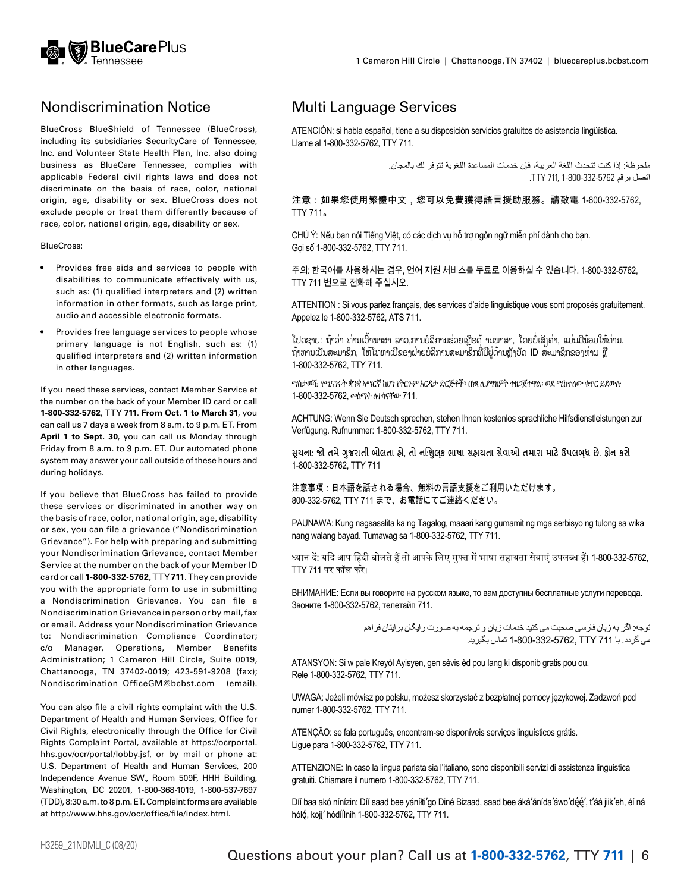## Nondiscrimination Notice

BlueCross BlueShield of Tennessee (BlueCross), including its subsidiaries SecurityCare of Tennessee, Inc. and Volunteer State Health Plan, Inc. also doing business as BlueCare Tennessee, complies with applicable Federal civil rights laws and does not discriminate on the basis of race, color, national origin, age, disability or sex. BlueCross does not exclude people or treat them differently because of race, color, national origin, age, disability or sex.

BlueCross:

- Provides free aids and services to people with disabilities to communicate effectively with us, such as: (1) qualified interpreters and (2) written information in other formats, such as large print, audio and accessible electronic formats.
- Provides free language services to people whose primary language is not English, such as: (1) qualified interpreters and (2) written information in other languages.

If you need these services, contact Member Service at the number on the back of your Member ID card or call **1-800-332-5762**, TTY **711**. **From Oct. 1 to March 31**, you can call us 7 days a week from 8 a.m. to 9 p.m. ET. From **April 1 to Sept. 30**, you can call us Monday through Friday from 8 a.m. to 9 p.m. ET. Our automated phone system may answer your call outside of these hours and during holidays.

If you believe that BlueCross has failed to provide these services or discriminated in another way on the basis of race, color, national origin, age, disability or sex, you can file a grievance ("Nondiscrimination Grievance"). For help with preparing and submitting your Nondiscrimination Grievance, contact Member Service at the number on the back of your Member ID card or call **1-800-332-5762,** TTY **711**. They can provide you with the appropriate form to use in submitting a Nondiscrimination Grievance. You can file a Nondiscrimination Grievance in person or by mail, fax or email. Address your Nondiscrimination Grievance to: Nondiscrimination Compliance Coordinator; c/o Manager, Operations, Member Benefits Administration; 1 Cameron Hill Circle, Suite 0019, Chattanooga, TN 37402-0019; 423-591-9208 (fax); Nondiscrimination_OfficeGM@bcbst.com (email).

You can also file a civil rights complaint with the U.S. Department of Health and Human Services, Office for Civil Rights, electronically through the Office for Civil Rights Complaint Portal, available at https://ocrportal.hhs.gov/ocr/portal/lobby.jsf, or by mail or phone at: U.S. Department of Health and Human Services, 200 Independence Avenue SW., Room 509F, HHH Building, Washington, DC 20201, 1-800-368-1019, 1-800-537-7697 (TDD), 8:30 a.m. to 8 p.m. ET. Complaint forms are available at http://www.hhs.gov/ocr/office/file/index.html.

## Multi Language Services

ATENCIÓN: si habla español, tiene a su disposición servicios gratuitos de asistencia lingüística. Llame al 1-800-332-5762, TTY 711.

ملحوظة: إذا كنت تتحدث اللغة العربية، فإن خدمات المساعدة اللغوية تتوفر لك بالمجان. اتصل برقم 1-800-332-5762, TTY 711.

注意：如果您使用繁體中文，您可以免費獲得語言援助服務。請致電 1-800-332-5762, TTY 711。

CHÚ Ý: Nếu bạn nói Tiếng Việt, có các dịch vụ hỗ trợ ngôn ngữ miễn phí dành cho bạn. Gọi số 1-800-332-5762, TTY 711.

주의: 한국어를 사용하시는 경우, 언어 지원 서비스를 무료로 이용하실 수 있습니다. 1-800-332-5762, TTY 711 번으로 전화해 주십시오.

ATTENTION : Si vous parlez français, des services d'aide linguistique vous sont proposés gratuitement. Appelez le 1-800-332-5762, ATS 711.

ໂປດຊາບ: ຖ້າວ່າ ທ່ານເວົ້າພາສາ ລາວ,ການບໍລິການຊ່ວຍເຫຼືອດ້ານພາສາ, ໂດຍບໍ່ເສັຽຄ່າ, ແມ່ນມີພ້ອມໃຫ້ທ່ານ. ຖ້າທ່ານເປັນສະມາຊິກ, ໃຫ້ໂທຫາເບີຂອງຝ່າຍບໍລິການສະມາຊິກທີ່ມີຢູ່ດ້ານຫຼັງບັດ ID ສະມາຊິກຂອງທ່ານ ຫຼື 1-800-332-5762, TTY 711.

ማስታወሻ: የሚናገሩት ቋንቋ አማርኛ ከሆነ የትርጉም እርዳታ ድርጅቶች፣ በነጻ ሊያግዝዎት ተዘጋጀተዋል፡ ወደ ሚከተለው ቁጥር ይደውሉ 1-800-332-5762, መስማት ለተሳናቸው 711.

ACHTUNG: Wenn Sie Deutsch sprechen, stehen Ihnen kostenlos sprachliche Hilfsdienstleistungen zur Verfügung. Rufnummer: 1-800-332-5762, TTY 711.

સૂચના: જો તમે ગુજરાતી બોલતા હો, તો નિ:શુલ્ક ભાષા સહાયતા સેવાઓ તમારા માટે ઉપલબ્ધ છે. ફોન કરો 1-800-332-5762, TTY 711

注意事項：日本語を話される場合、無料の言語支援をご利用いただけます。800-332-5762, TTY 711 まで、お電話にてご連絡ください。

PAUNAWA: Kung nagsasalita ka ng Tagalog, maaari kang gumamit ng mga serbisyo ng tulong sa wika nang walang bayad. Tumawag sa 1-800-332-5762, TTY 711.

ध्यान दें: यदि आप हिंदी बोलते हैं तो आपके लिए मुफ्त में भाषा सहायता सेवाएं उपलब्ध हैं। 1-800-332-5762, TTY 711 पर कॉल करें।

ВНИМАНИЕ: Если вы говорите на русском языке, то вам доступны бесплатные услуги перевода. Звоните 1-800-332-5762, телетайп 711.

توجه: اگر به زبان فارسی صحبت می کنید خدمات زبان و ترجمه به صورت رایگان برایتان فراهم می گردد. با 711 TTY ,1-800-332-5762 تماس بگیرید.

ATANSYON: Si w pale Kreyòl Ayisyen, gen sèvis èd pou lang ki disponib gratis pou ou. Rele 1-800-332-5762, TTY 711.

UWAGA: Jeżeli mówisz po polsku, możesz skorzystać z bezpłatnej pomocy językowej. Zadzwoń pod numer 1-800-332-5762, TTY 711.

ATENÇÃO: se fala português, encontram-se disponíveis serviços linguísticos grátis. Ligue para 1-800-332-5762, TTY 711.

ATTENZIONE: In caso la lingua parlata sia l'italiano, sono disponibili servizi di assistenza linguistica gratuiti. Chiamare il numero 1-800-332-5762, TTY 711.

Díí baa akó nínízin: Díí saad bee yáníłti'go Diné Bizaad, saad bee áká'ánída'áwo'déé', t'áá jiik'eh, éí ná hóló, kojį' hódíílnih 1-800-332-5762, TTY 711.

H3259_21NDMLI_C (08/20)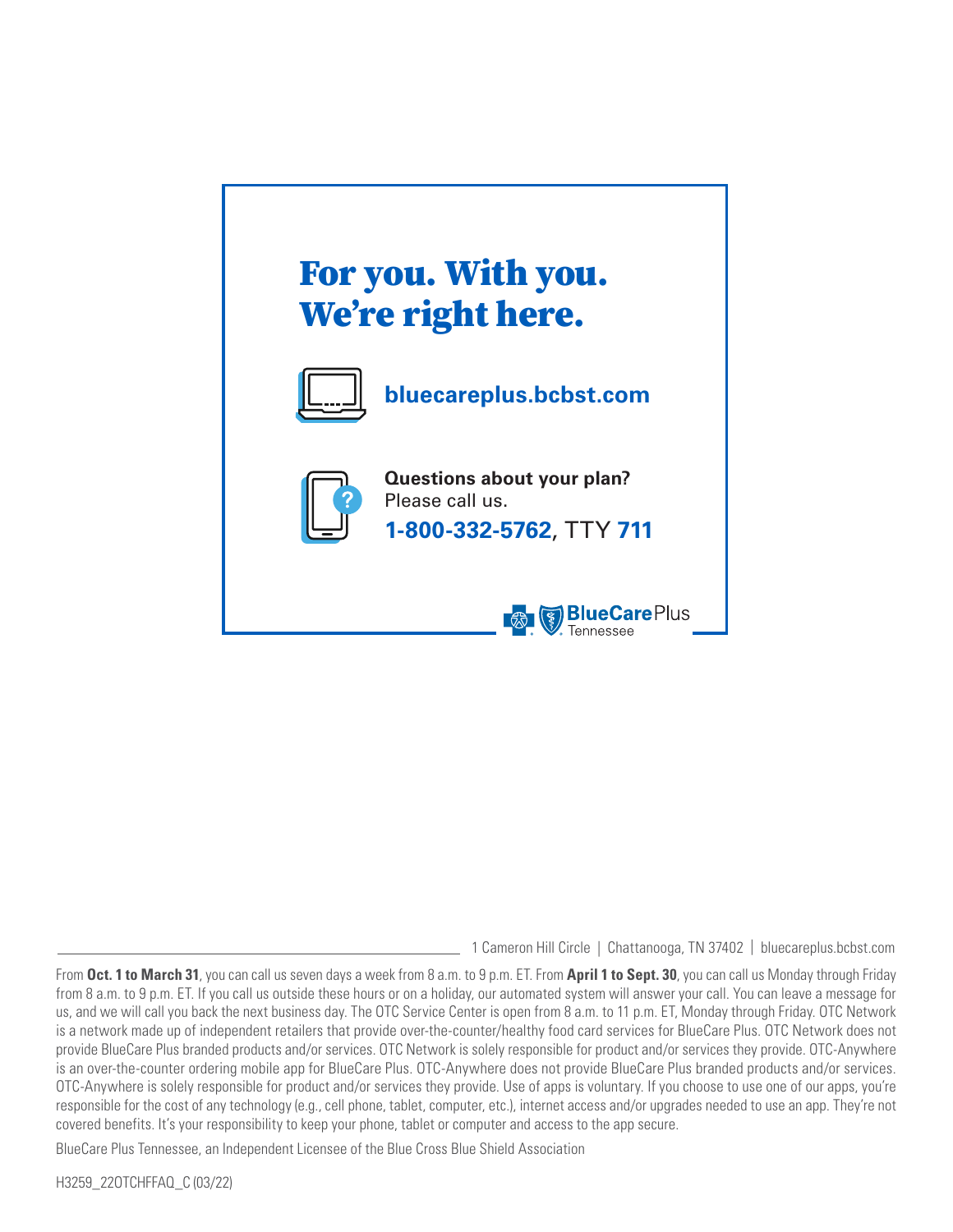# For you. With you. We're right here.

**bluecareplus.bcbst.com**

**Questions about your plan?**
Please call us.
**1-800-332-5762**, TTY **711**

BlueCare Plus Tennessee

1 Cameron Hill Circle | Chattanooga, TN 37402 | bluecareplus.bcbst.com

From **Oct. 1 to March 31**, you can call us seven days a week from 8 a.m. to 9 p.m. ET. From **April 1 to Sept. 30**, you can call us Monday through Friday from 8 a.m. to 9 p.m. ET. If you call us outside these hours or on a holiday, our automated system will answer your call. You can leave a message for us, and we will call you back the next business day. The OTC Service Center is open from 8 a.m. to 11 p.m. ET, Monday through Friday. OTC Network is a network made up of independent retailers that provide over-the-counter/healthy food card services for BlueCare Plus. OTC Network does not provide BlueCare Plus branded products and/or services. OTC Network is solely responsible for product and/or services they provide. OTC-Anywhere is an over-the-counter ordering mobile app for BlueCare Plus. OTC-Anywhere does not provide BlueCare Plus branded products and/or services. OTC-Anywhere is solely responsible for product and/or services they provide. Use of apps is voluntary. If you choose to use one of our apps, you're responsible for the cost of any technology (e.g., cell phone, tablet, computer, etc.), internet access and/or upgrades needed to use an app. They're not covered benefits. It's your responsibility to keep your phone, tablet or computer and access to the app secure.

BlueCare Plus Tennessee, an Independent Licensee of the Blue Cross Blue Shield Association

H3259_22OTCHFFAQ_C (03/22)